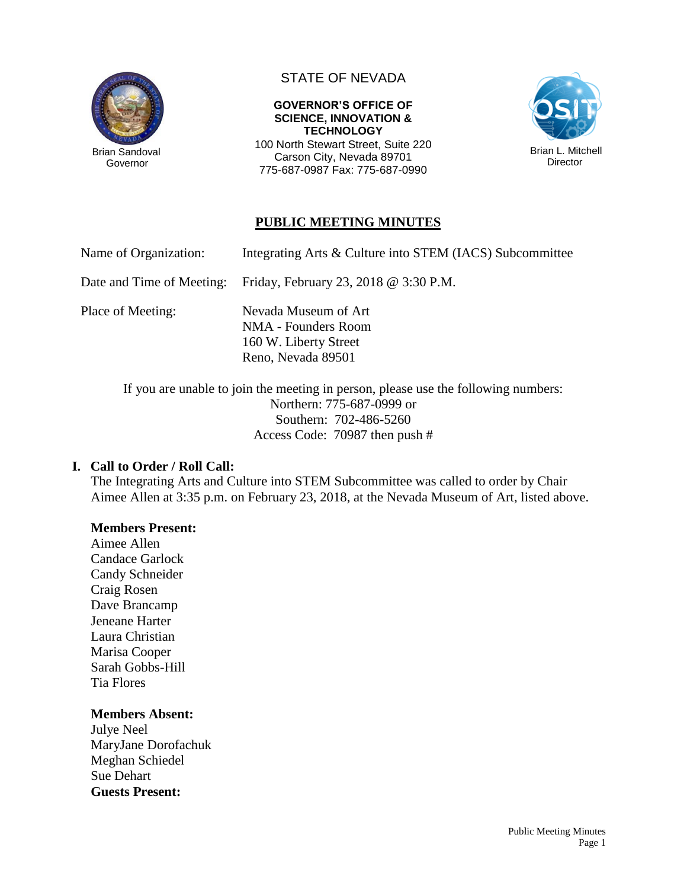Brian Sandoval
Governor

STATE OF NEVADA

**GOVERNOR'S OFFICE OF SCIENCE, INNOVATION & TECHNOLOGY**
100 North Stewart Street, Suite 220
Carson City, Nevada 89701
775-687-0987 Fax: 775-687-0990

Brian L. Mitchell
Director

# PUBLIC MEETING MINUTES

Name of Organization: Integrating Arts & Culture into STEM (IACS) Subcommittee

Date and Time of Meeting: Friday, February 23, 2018 @ 3:30 P.M.

Place of Meeting: Nevada Museum of Art
NMA - Founders Room
160 W. Liberty Street
Reno, Nevada 89501

If you are unable to join the meeting in person, please use the following numbers:
Northern: 775-687-0999 or
Southern: 702-486-5260
Access Code: 70987 then push #

## I. Call to Order / Roll Call:

The Integrating Arts and Culture into STEM Subcommittee was called to order by Chair Aimee Allen at 3:35 p.m. on February 23, 2018, at the Nevada Museum of Art, listed above.

**Members Present:**
Aimee Allen
Candace Garlock
Candy Schneider
Craig Rosen
Dave Brancamp
Jeneane Harter
Laura Christian
Marisa Cooper
Sarah Gobbs-Hill
Tia Flores

**Members Absent:**
Julye Neel
MaryJane Dorofachuk
Meghan Schiedel
Sue Dehart

**Guests Present:**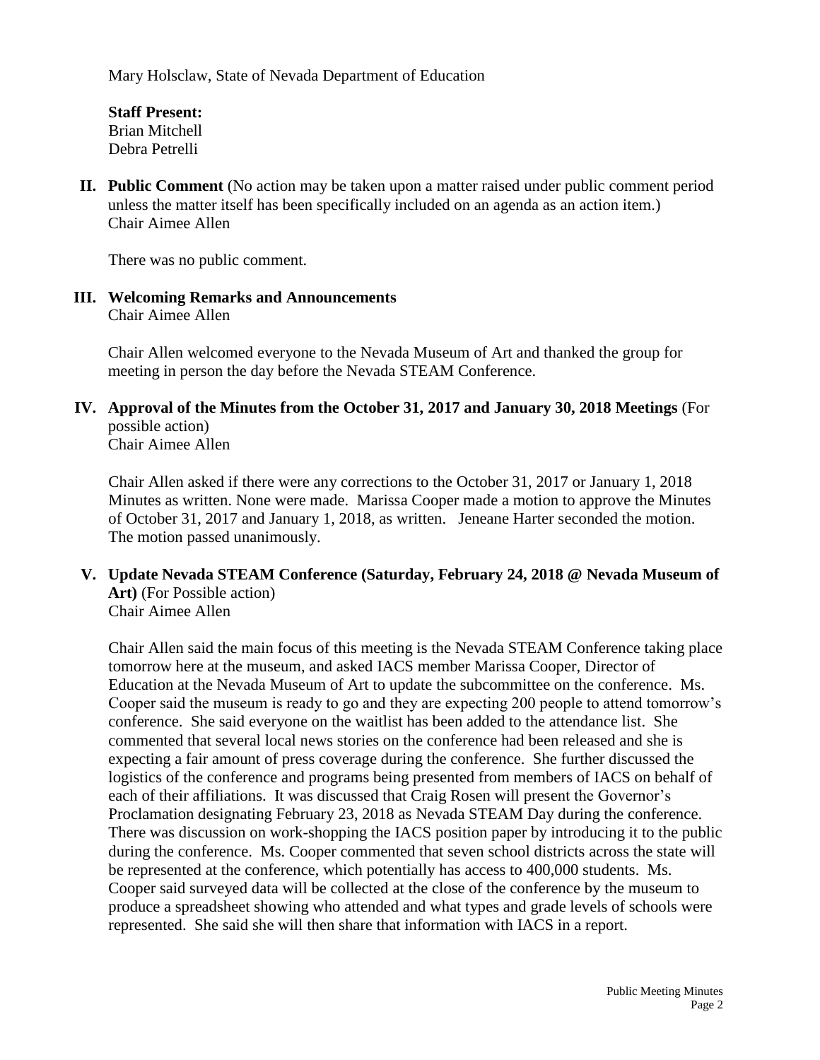Mary Holsclaw, State of Nevada Department of Education

**Staff Present:**
Brian Mitchell
Debra Petrelli

**II. Public Comment** (No action may be taken upon a matter raised under public comment period unless the matter itself has been specifically included on an agenda as an action item.)
Chair Aimee Allen

There was no public comment.

**III. Welcoming Remarks and Announcements**
Chair Aimee Allen

Chair Allen welcomed everyone to the Nevada Museum of Art and thanked the group for meeting in person the day before the Nevada STEAM Conference.

**IV. Approval of the Minutes from the October 31, 2017 and January 30, 2018 Meetings** (For possible action)
Chair Aimee Allen

Chair Allen asked if there were any corrections to the October 31, 2017 or January 1, 2018 Minutes as written. None were made. Marissa Cooper made a motion to approve the Minutes of October 31, 2017 and January 1, 2018, as written. Jeneane Harter seconded the motion. The motion passed unanimously.

**V. Update Nevada STEAM Conference (Saturday, February 24, 2018 @ Nevada Museum of Art)** (For Possible action)
Chair Aimee Allen

Chair Allen said the main focus of this meeting is the Nevada STEAM Conference taking place tomorrow here at the museum, and asked IACS member Marissa Cooper, Director of Education at the Nevada Museum of Art to update the subcommittee on the conference. Ms. Cooper said the museum is ready to go and they are expecting 200 people to attend tomorrow's conference. She said everyone on the waitlist has been added to the attendance list. She commented that several local news stories on the conference had been released and she is expecting a fair amount of press coverage during the conference. She further discussed the logistics of the conference and programs being presented from members of IACS on behalf of each of their affiliations. It was discussed that Craig Rosen will present the Governor's Proclamation designating February 23, 2018 as Nevada STEAM Day during the conference. There was discussion on work-shopping the IACS position paper by introducing it to the public during the conference. Ms. Cooper commented that seven school districts across the state will be represented at the conference, which potentially has access to 400,000 students. Ms. Cooper said surveyed data will be collected at the close of the conference by the museum to produce a spreadsheet showing who attended and what types and grade levels of schools were represented. She said she will then share that information with IACS in a report.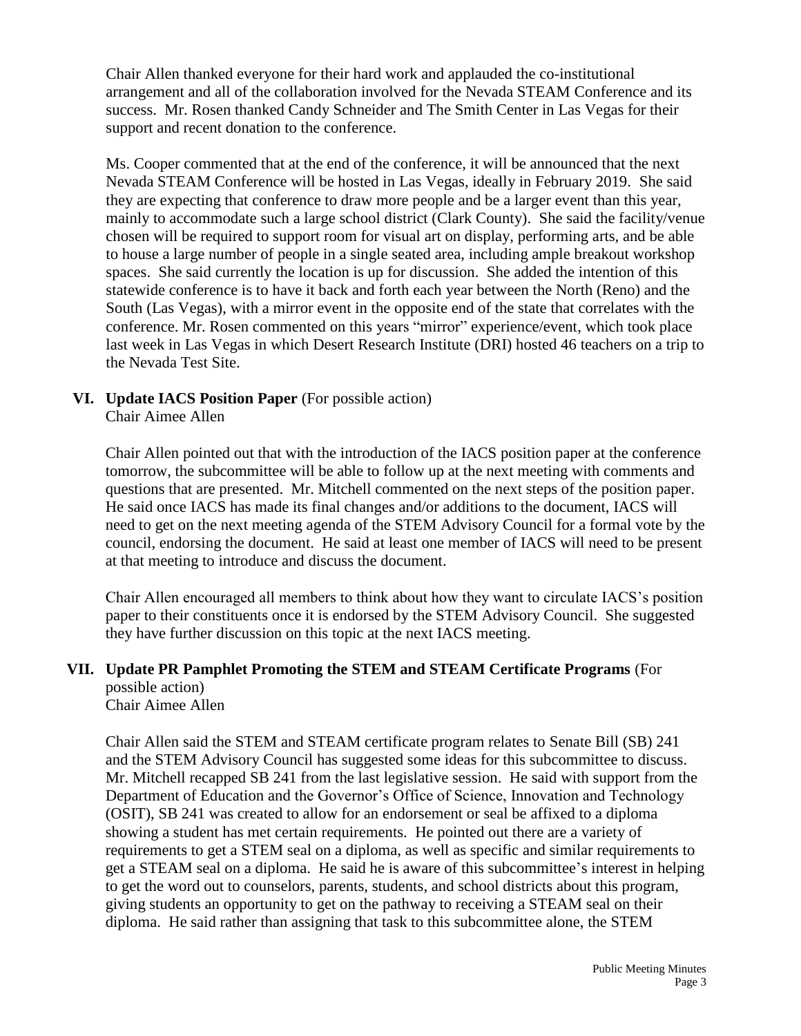Chair Allen thanked everyone for their hard work and applauded the co-institutional arrangement and all of the collaboration involved for the Nevada STEAM Conference and its success. Mr. Rosen thanked Candy Schneider and The Smith Center in Las Vegas for their support and recent donation to the conference.

Ms. Cooper commented that at the end of the conference, it will be announced that the next Nevada STEAM Conference will be hosted in Las Vegas, ideally in February 2019. She said they are expecting that conference to draw more people and be a larger event than this year, mainly to accommodate such a large school district (Clark County). She said the facility/venue chosen will be required to support room for visual art on display, performing arts, and be able to house a large number of people in a single seated area, including ample breakout workshop spaces. She said currently the location is up for discussion. She added the intention of this statewide conference is to have it back and forth each year between the North (Reno) and the South (Las Vegas), with a mirror event in the opposite end of the state that correlates with the conference. Mr. Rosen commented on this years "mirror" experience/event, which took place last week in Las Vegas in which Desert Research Institute (DRI) hosted 46 teachers on a trip to the Nevada Test Site.

**VI. Update IACS Position Paper** (For possible action)
Chair Aimee Allen

Chair Allen pointed out that with the introduction of the IACS position paper at the conference tomorrow, the subcommittee will be able to follow up at the next meeting with comments and questions that are presented. Mr. Mitchell commented on the next steps of the position paper. He said once IACS has made its final changes and/or additions to the document, IACS will need to get on the next meeting agenda of the STEM Advisory Council for a formal vote by the council, endorsing the document. He said at least one member of IACS will need to be present at that meeting to introduce and discuss the document.

Chair Allen encouraged all members to think about how they want to circulate IACS's position paper to their constituents once it is endorsed by the STEM Advisory Council. She suggested they have further discussion on this topic at the next IACS meeting.

**VII. Update PR Pamphlet Promoting the STEM and STEAM Certificate Programs** (For possible action)
Chair Aimee Allen

Chair Allen said the STEM and STEAM certificate program relates to Senate Bill (SB) 241 and the STEM Advisory Council has suggested some ideas for this subcommittee to discuss. Mr. Mitchell recapped SB 241 from the last legislative session. He said with support from the Department of Education and the Governor's Office of Science, Innovation and Technology (OSIT), SB 241 was created to allow for an endorsement or seal be affixed to a diploma showing a student has met certain requirements. He pointed out there are a variety of requirements to get a STEM seal on a diploma, as well as specific and similar requirements to get a STEAM seal on a diploma. He said he is aware of this subcommittee's interest in helping to get the word out to counselors, parents, students, and school districts about this program, giving students an opportunity to get on the pathway to receiving a STEAM seal on their diploma. He said rather than assigning that task to this subcommittee alone, the STEM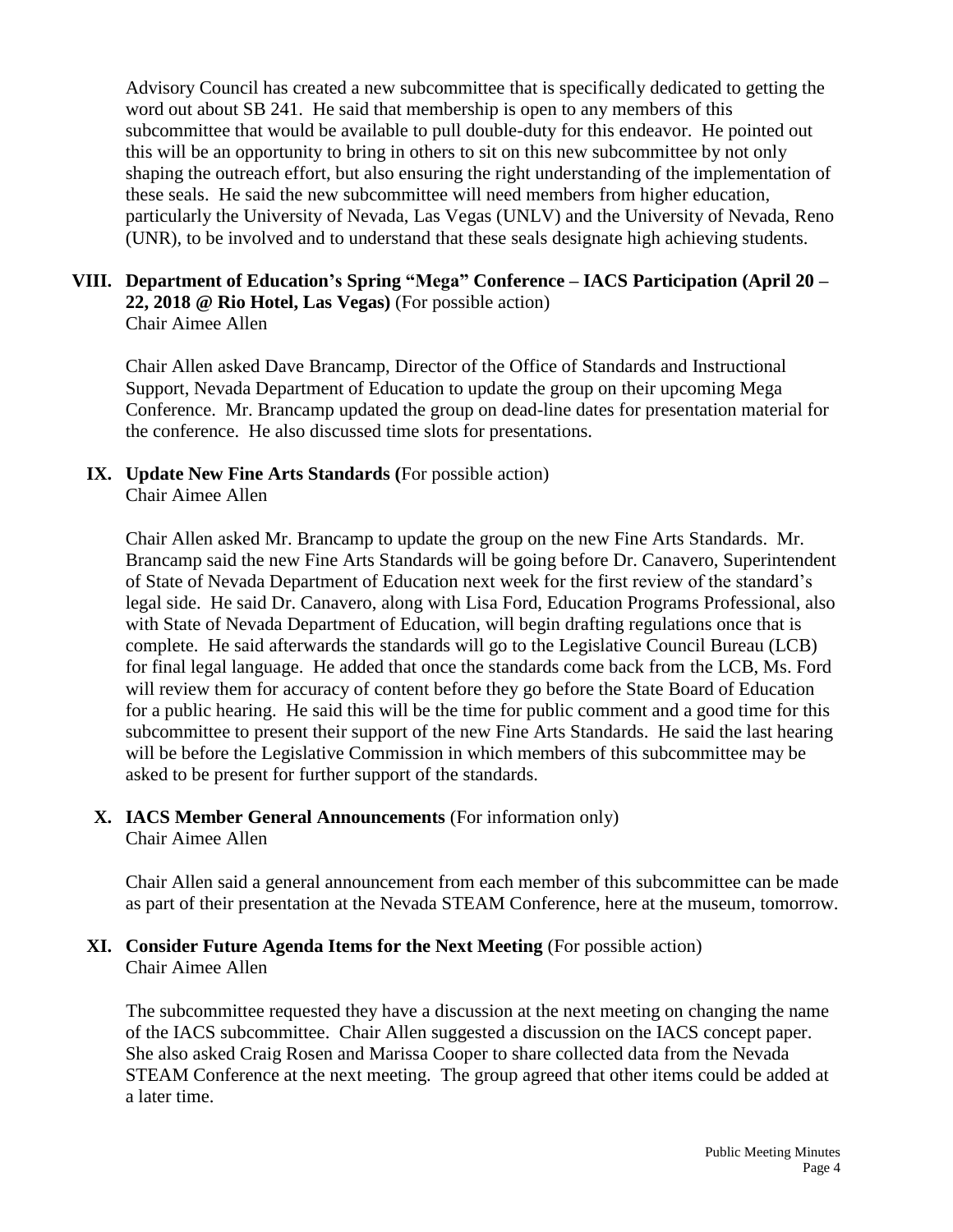Advisory Council has created a new subcommittee that is specifically dedicated to getting the word out about SB 241. He said that membership is open to any members of this subcommittee that would be available to pull double-duty for this endeavor. He pointed out this will be an opportunity to bring in others to sit on this new subcommittee by not only shaping the outreach effort, but also ensuring the right understanding of the implementation of these seals. He said the new subcommittee will need members from higher education, particularly the University of Nevada, Las Vegas (UNLV) and the University of Nevada, Reno (UNR), to be involved and to understand that these seals designate high achieving students.

**VIII. Department of Education's Spring "Mega" Conference – IACS Participation (April 20 – 22, 2018 @ Rio Hotel, Las Vegas)** (For possible action)
Chair Aimee Allen

Chair Allen asked Dave Brancamp, Director of the Office of Standards and Instructional Support, Nevada Department of Education to update the group on their upcoming Mega Conference. Mr. Brancamp updated the group on dead-line dates for presentation material for the conference. He also discussed time slots for presentations.

**IX. Update New Fine Arts Standards (**For possible action)
Chair Aimee Allen

Chair Allen asked Mr. Brancamp to update the group on the new Fine Arts Standards. Mr. Brancamp said the new Fine Arts Standards will be going before Dr. Canavero, Superintendent of State of Nevada Department of Education next week for the first review of the standard's legal side. He said Dr. Canavero, along with Lisa Ford, Education Programs Professional, also with State of Nevada Department of Education, will begin drafting regulations once that is complete. He said afterwards the standards will go to the Legislative Council Bureau (LCB) for final legal language. He added that once the standards come back from the LCB, Ms. Ford will review them for accuracy of content before they go before the State Board of Education for a public hearing. He said this will be the time for public comment and a good time for this subcommittee to present their support of the new Fine Arts Standards. He said the last hearing will be before the Legislative Commission in which members of this subcommittee may be asked to be present for further support of the standards.

**X. IACS Member General Announcements** (For information only)
Chair Aimee Allen

Chair Allen said a general announcement from each member of this subcommittee can be made as part of their presentation at the Nevada STEAM Conference, here at the museum, tomorrow.

**XI. Consider Future Agenda Items for the Next Meeting** (For possible action)
Chair Aimee Allen

The subcommittee requested they have a discussion at the next meeting on changing the name of the IACS subcommittee. Chair Allen suggested a discussion on the IACS concept paper. She also asked Craig Rosen and Marissa Cooper to share collected data from the Nevada STEAM Conference at the next meeting. The group agreed that other items could be added at a later time.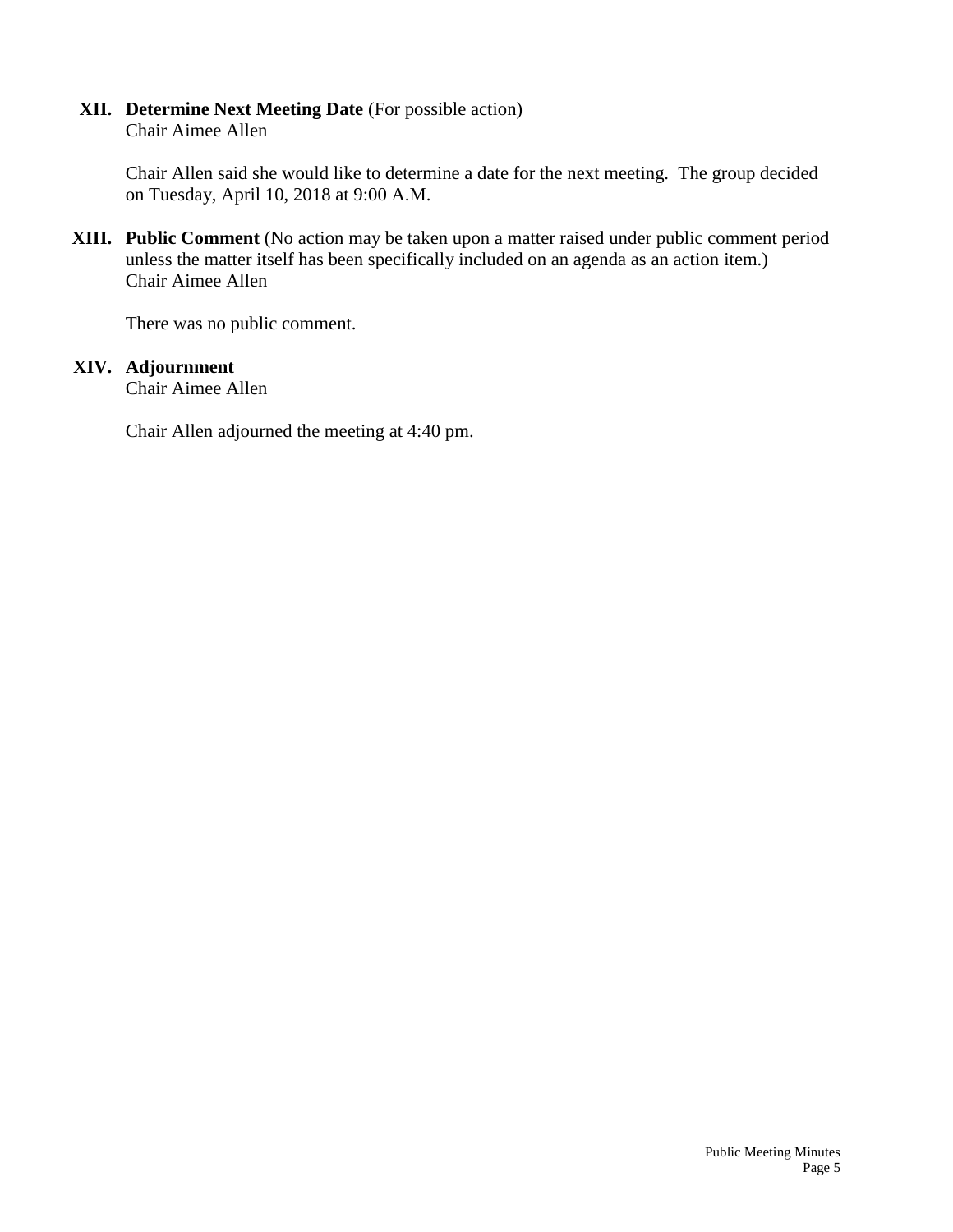**XII. Determine Next Meeting Date** (For possible action)
Chair Aimee Allen

Chair Allen said she would like to determine a date for the next meeting. The group decided on Tuesday, April 10, 2018 at 9:00 A.M.

**XIII. Public Comment** (No action may be taken upon a matter raised under public comment period unless the matter itself has been specifically included on an agenda as an action item.)
Chair Aimee Allen

There was no public comment.

**XIV. Adjournment**
Chair Aimee Allen

Chair Allen adjourned the meeting at 4:40 pm.